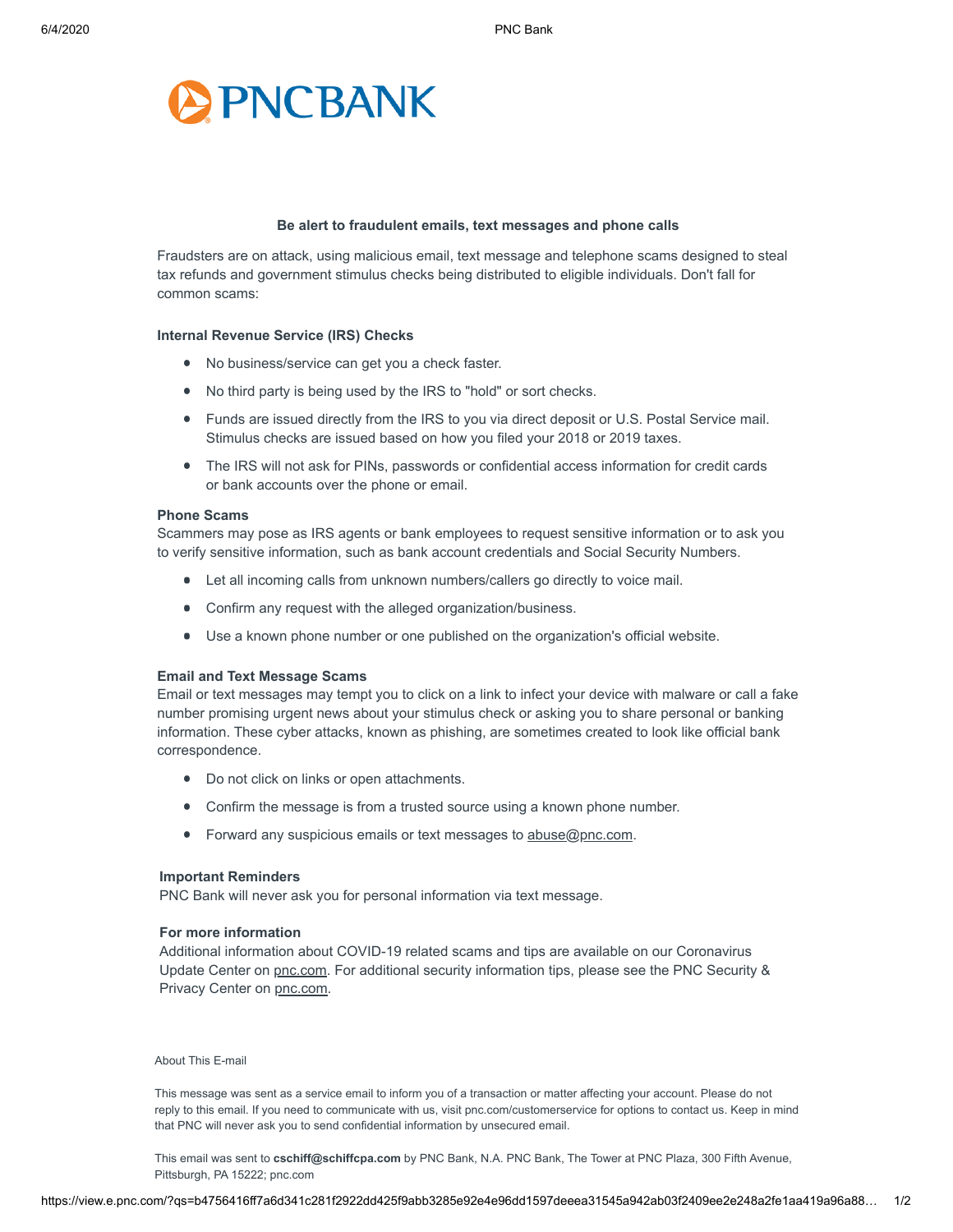# PNC BANK

## Be alert to fraudulent emails, text messages and phone calls

Fraudsters are on attack, using malicious email, text message and telephone scams designed to steal tax refunds and government stimulus checks being distributed to eligible individuals. Don't fall for common scams:

### Internal Revenue Service (IRS) Checks

- No business/service can get you a check faster.
- No third party is being used by the IRS to "hold" or sort checks.
- Funds are issued directly from the IRS to you via direct deposit or U.S. Postal Service mail. Stimulus checks are issued based on how you filed your 2018 or 2019 taxes.
- The IRS will not ask for PINs, passwords or confidential access information for credit cards or bank accounts over the phone or email.

### Phone Scams

Scammers may pose as IRS agents or bank employees to request sensitive information or to ask you to verify sensitive information, such as bank account credentials and Social Security Numbers.

- Let all incoming calls from unknown numbers/callers go directly to voice mail.
- Confirm any request with the alleged organization/business.
- Use a known phone number or one published on the organization's official website.

### Email and Text Message Scams

Email or text messages may tempt you to click on a link to infect your device with malware or call a fake number promising urgent news about your stimulus check or asking you to share personal or banking information. These cyber attacks, known as phishing, are sometimes created to look like official bank correspondence.

- Do not click on links or open attachments.
- Confirm the message is from a trusted source using a known phone number.
- Forward any suspicious emails or text messages to abuse@pnc.com.

### Important Reminders

PNC Bank will never ask you for personal information via text message.

### For more information

Additional information about COVID-19 related scams and tips are available on our Coronavirus Update Center on pnc.com. For additional security information tips, please see the PNC Security & Privacy Center on pnc.com.

About This E-mail

This message was sent as a service email to inform you of a transaction or matter affecting your account. Please do not reply to this email. If you need to communicate with us, visit pnc.com/customerservice for options to contact us. Keep in mind that PNC will never ask you to send confidential information by unsecured email.

This email was sent to **cschiff@schiffcpa.com** by PNC Bank, N.A. PNC Bank, The Tower at PNC Plaza, 300 Fifth Avenue, Pittsburgh, PA 15222; pnc.com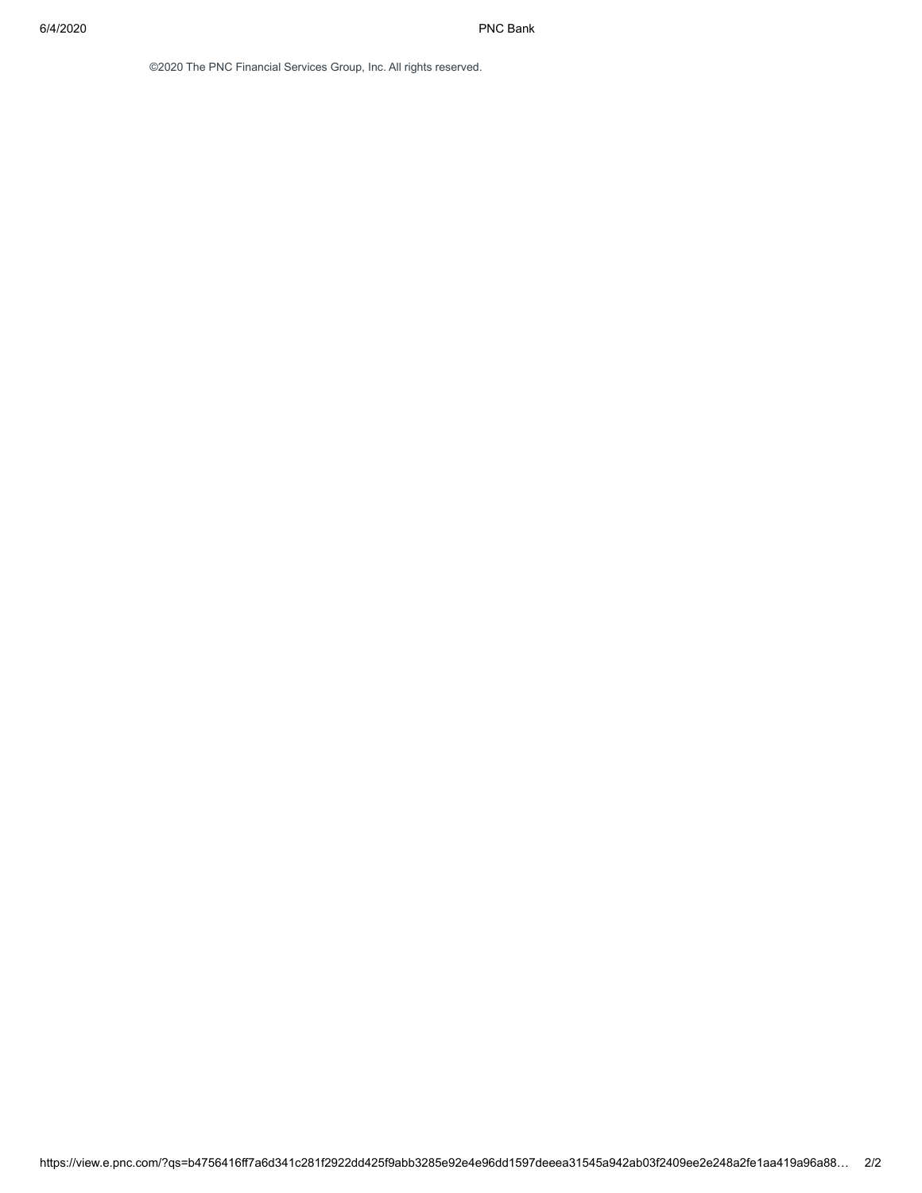©2020 The PNC Financial Services Group, Inc. All rights reserved.